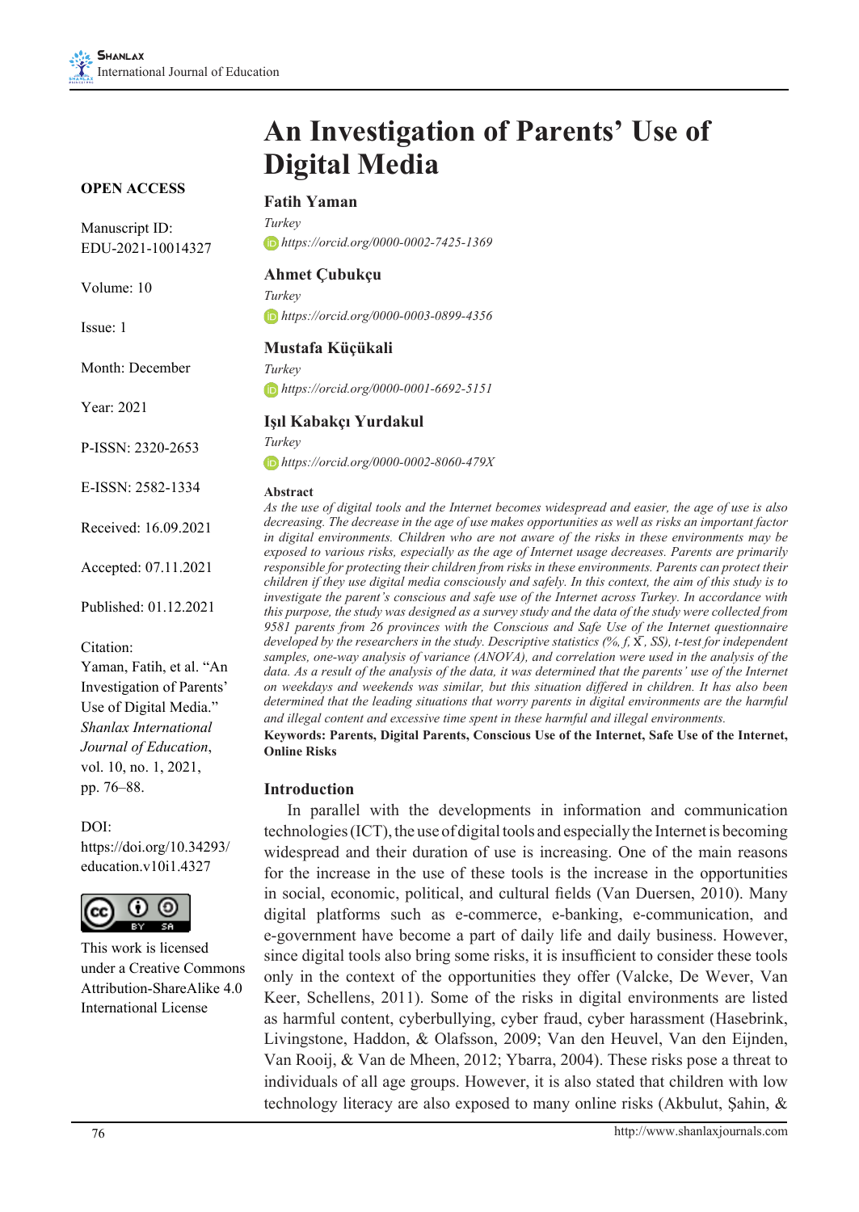# An Investigation of Parents' Use of Digital Media

**OPEN ACCESS**

Manuscript ID: EDU-2021-10014327

Volume: 10

Issue: 1

Month: December

Year: 2021

P-ISSN: 2320-2653

E-ISSN: 2582-1334

Received: 16.09.2021

Accepted: 07.11.2021

Published: 01.12.2021

Citation:
Yaman, Fatih, et al. "An Investigation of Parents' Use of Digital Media." *Shanlax International Journal of Education*, vol. 10, no. 1, 2021, pp. 76–88.

DOI:
https://doi.org/10.34293/education.v10i1.4327

This work is licensed under a Creative Commons Attribution-ShareAlike 4.0 International License

### Fatih Yaman

*Turkey*

*https://orcid.org/0000-0002-7425-1369*

### Ahmet Çubukçu

*Turkey*

*https://orcid.org/0000-0003-0899-4356*

### Mustafa Küçükali

*Turkey*

*https://orcid.org/0000-0001-6692-5151*

### Işıl Kabakçı Yurdakul

*Turkey*

*https://orcid.org/0000-0002-8060-479X*

**Abstract**

*As the use of digital tools and the Internet becomes widespread and easier, the age of use is also decreasing. The decrease in the age of use makes opportunities as well as risks an important factor in digital environments. Children who are not aware of the risks in these environments may be exposed to various risks, especially as the age of Internet usage decreases. Parents are primarily responsible for protecting their children from risks in these environments. Parents can protect their children if they use digital media consciously and safely. In this context, the aim of this study is to investigate the parent's conscious and safe use of the Internet across Turkey. In accordance with this purpose, the study was designed as a survey study and the data of the study were collected from 9581 parents from 26 provinces with the Conscious and Safe Use of the Internet questionnaire developed by the researchers in the study. Descriptive statistics (%, f, $\bar{X}$, SS), t-test for independent samples, one-way analysis of variance (ANOVA), and correlation were used in the analysis of the data. As a result of the analysis of the data, it was determined that the parents' use of the Internet on weekdays and weekends was similar, but this situation differed in children. It has also been determined that the leading situations that worry parents in digital environments are the harmful and illegal content and excessive time spent in these harmful and illegal environments.*

**Keywords: Parents, Digital Parents, Conscious Use of the Internet, Safe Use of the Internet, Online Risks**

## Introduction

In parallel with the developments in information and communication technologies (ICT), the use of digital tools and especially the Internet is becoming widespread and their duration of use is increasing. One of the main reasons for the increase in the use of these tools is the increase in the opportunities in social, economic, political, and cultural fields (Van Duersen, 2010). Many digital platforms such as e-commerce, e-banking, e-communication, and e-government have become a part of daily life and daily business. However, since digital tools also bring some risks, it is insufficient to consider these tools only in the context of the opportunities they offer (Valcke, De Wever, Van Keer, Schellens, 2011). Some of the risks in digital environments are listed as harmful content, cyberbullying, cyber fraud, cyber harassment (Hasebrink, Livingstone, Haddon, & Olafsson, 2009; Van den Heuvel, Van den Eijnden, Van Rooij, & Van de Mheen, 2012; Ybarra, 2004). These risks pose a threat to individuals of all age groups. However, it is also stated that children with low technology literacy are also exposed to many online risks (Akbulut, Şahin, &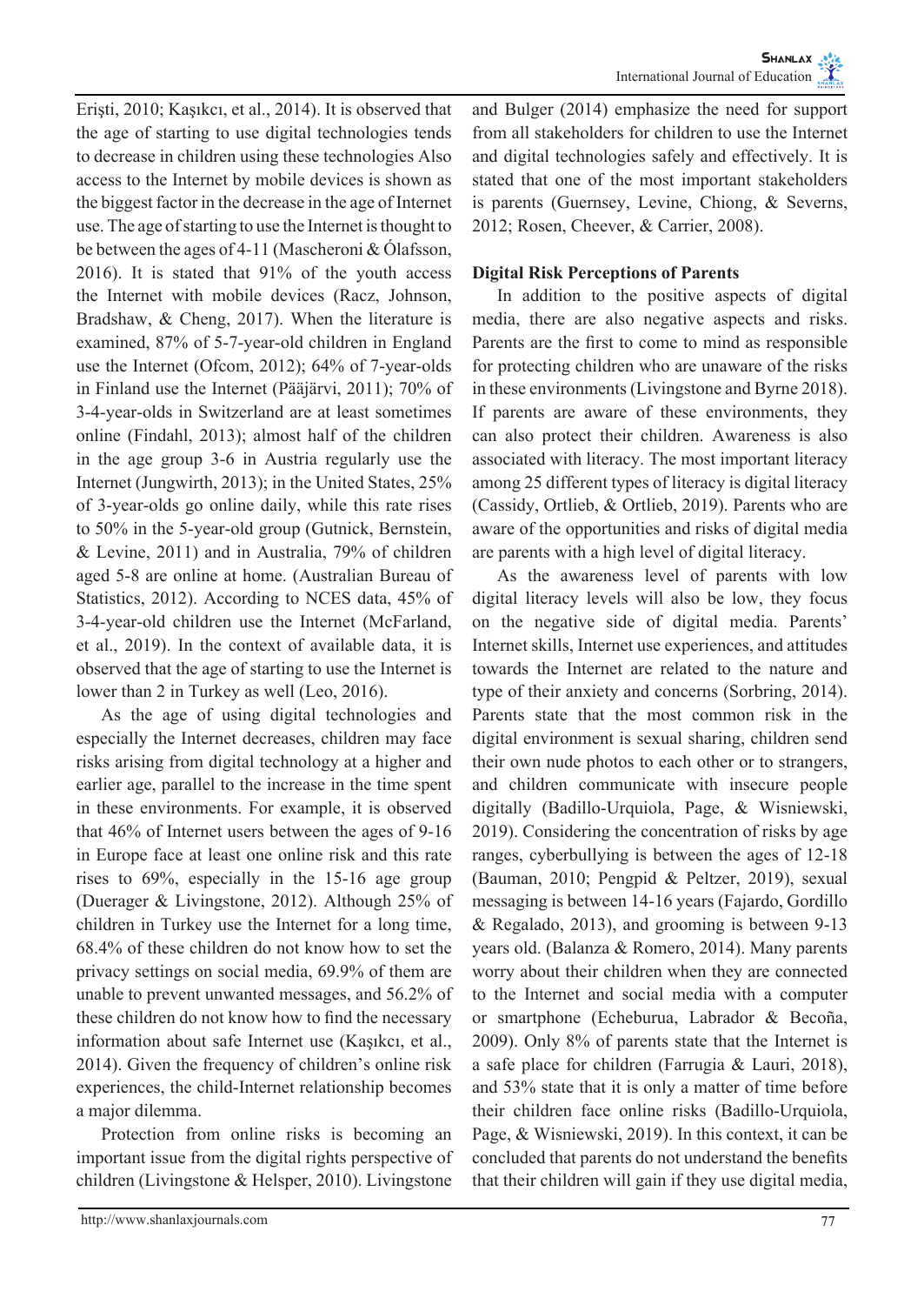Erişti, 2010; Kaşıkcı, et al., 2014). It is observed that the age of starting to use digital technologies tends to decrease in children using these technologies Also access to the Internet by mobile devices is shown as the biggest factor in the decrease in the age of Internet use. The age of starting to use the Internet is thought to be between the ages of 4-11 (Mascheroni & Ólafsson, 2016). It is stated that 91% of the youth access the Internet with mobile devices (Racz, Johnson, Bradshaw, & Cheng, 2017). When the literature is examined, 87% of 5-7-year-old children in England use the Internet (Ofcom, 2012); 64% of 7-year-olds in Finland use the Internet (Pääjärvi, 2011); 70% of 3-4-year-olds in Switzerland are at least sometimes online (Findahl, 2013); almost half of the children in the age group 3-6 in Austria regularly use the Internet (Jungwirth, 2013); in the United States, 25% of 3-year-olds go online daily, while this rate rises to 50% in the 5-year-old group (Gutnick, Bernstein, & Levine, 2011) and in Australia, 79% of children aged 5-8 are online at home. (Australian Bureau of Statistics, 2012). According to NCES data, 45% of 3-4-year-old children use the Internet (McFarland, et al., 2019). In the context of available data, it is observed that the age of starting to use the Internet is lower than 2 in Turkey as well (Leo, 2016).

As the age of using digital technologies and especially the Internet decreases, children may face risks arising from digital technology at a higher and earlier age, parallel to the increase in the time spent in these environments. For example, it is observed that 46% of Internet users between the ages of 9-16 in Europe face at least one online risk and this rate rises to 69%, especially in the 15-16 age group (Dueragег & Livingstone, 2012). Although 25% of children in Turkey use the Internet for a long time, 68.4% of these children do not know how to set the privacy settings on social media, 69.9% of them are unable to prevent unwanted messages, and 56.2% of these children do not know how to find the necessary information about safe Internet use (Kaşıkcı, et al., 2014). Given the frequency of children's online risk experiences, the child-Internet relationship becomes a major dilemma.

Protection from online risks is becoming an important issue from the digital rights perspective of children (Livingstone & Helsper, 2010). Livingstone and Bulger (2014) emphasize the need for support from all stakeholders for children to use the Internet and digital technologies safely and effectively. It is stated that one of the most important stakeholders is parents (Guernsey, Levine, Chiong, & Severns, 2012; Rosen, Cheever, & Carrier, 2008).

## Digital Risk Perceptions of Parents

In addition to the positive aspects of digital media, there are also negative aspects and risks. Parents are the first to come to mind as responsible for protecting children who are unaware of the risks in these environments (Livingstone and Byrne 2018). If parents are aware of these environments, they can also protect their children. Awareness is also associated with literacy. The most important literacy among 25 different types of literacy is digital literacy (Cassidy, Ortlieb, & Ortlieb, 2019). Parents who are aware of the opportunities and risks of digital media are parents with a high level of digital literacy.

As the awareness level of parents with low digital literacy levels will also be low, they focus on the negative side of digital media. Parents' Internet skills, Internet use experiences, and attitudes towards the Internet are related to the nature and type of their anxiety and concerns (Sorbring, 2014). Parents state that the most common risk in the digital environment is sexual sharing, children send their own nude photos to each other or to strangers, and children communicate with insecure people digitally (Badillo-Urquiola, Page, & Wisniewski, 2019). Considering the concentration of risks by age ranges, cyberbullying is between the ages of 12-18 (Bauman, 2010; Pengpid & Peltzer, 2019), sexual messaging is between 14-16 years (Fajardo, Gordillo & Regalado, 2013), and grooming is between 9-13 years old. (Balanza & Romero, 2014). Many parents worry about their children when they are connected to the Internet and social media with a computer or smartphone (Echeburua, Labrador & Becoña, 2009). Only 8% of parents state that the Internet is a safe place for children (Farrugia & Lauri, 2018), and 53% state that it is only a matter of time before their children face online risks (Badillo-Urquiola, Page, & Wisniewski, 2019). In this context, it can be concluded that parents do not understand the benefits that their children will gain if they use digital media,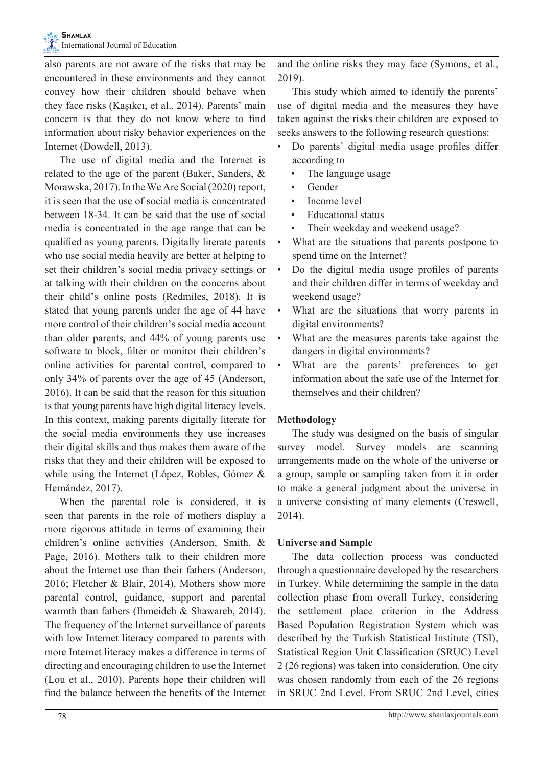also parents are not aware of the risks that may be encountered in these environments and they cannot convey how their children should behave when they face risks (Kaşıkcı, et al., 2014). Parents' main concern is that they do not know where to find information about risky behavior experiences on the Internet (Dowdell, 2013).

The use of digital media and the Internet is related to the age of the parent (Baker, Sanders, & Morawska, 2017). In the We Are Social (2020) report, it is seen that the use of social media is concentrated between 18-34. It can be said that the use of social media is concentrated in the age range that can be qualified as young parents. Digitally literate parents who use social media heavily are better at helping to set their children's social media privacy settings or at talking with their children on the concerns about their child's online posts (Redmiles, 2018). It is stated that young parents under the age of 44 have more control of their children's social media account than older parents, and 44% of young parents use software to block, filter or monitor their children's online activities for parental control, compared to only 34% of parents over the age of 45 (Anderson, 2016). It can be said that the reason for this situation is that young parents have high digital literacy levels. In this context, making parents digitally literate for the social media environments they use increases their digital skills and thus makes them aware of the risks that they and their children will be exposed to while using the Internet (López, Robles, Gómez & Hernández, 2017).

When the parental role is considered, it is seen that parents in the role of mothers display a more rigorous attitude in terms of examining their children's online activities (Anderson, Smith, & Page, 2016). Mothers talk to their children more about the Internet use than their fathers (Anderson, 2016; Fletcher & Blair, 2014). Mothers show more parental control, guidance, support and parental warmth than fathers (Ihmeideh & Shawareb, 2014). The frequency of the Internet surveillance of parents with low Internet literacy compared to parents with more Internet literacy makes a difference in terms of directing and encouraging children to use the Internet (Lou et al., 2010). Parents hope their children will find the balance between the benefits of the Internet and the online risks they may face (Symons, et al., 2019).

This study which aimed to identify the parents' use of digital media and the measures they have taken against the risks their children are exposed to seeks answers to the following research questions:

- Do parents' digital media usage profiles differ according to
  - The language usage
  - Gender
  - Income level
  - Educational status
  - Their weekday and weekend usage?
- What are the situations that parents postpone to spend time on the Internet?
- Do the digital media usage profiles of parents and their children differ in terms of weekday and weekend usage?
- What are the situations that worry parents in digital environments?
- What are the measures parents take against the dangers in digital environments?
- What are the parents' preferences to get information about the safe use of the Internet for themselves and their children?

## Methodology

The study was designed on the basis of singular survey model. Survey models are scanning arrangements made on the whole of the universe or a group, sample or sampling taken from it in order to make a general judgment about the universe in a universe consisting of many elements (Creswell, 2014).

## Universe and Sample

The data collection process was conducted through a questionnaire developed by the researchers in Turkey. While determining the sample in the data collection phase from overall Turkey, considering the settlement place criterion in the Address Based Population Registration System which was described by the Turkish Statistical Institute (TSI), Statistical Region Unit Classification (SRUC) Level 2 (26 regions) was taken into consideration. One city was chosen randomly from each of the 26 regions in SRUC 2nd Level. From SRUC 2nd Level, cities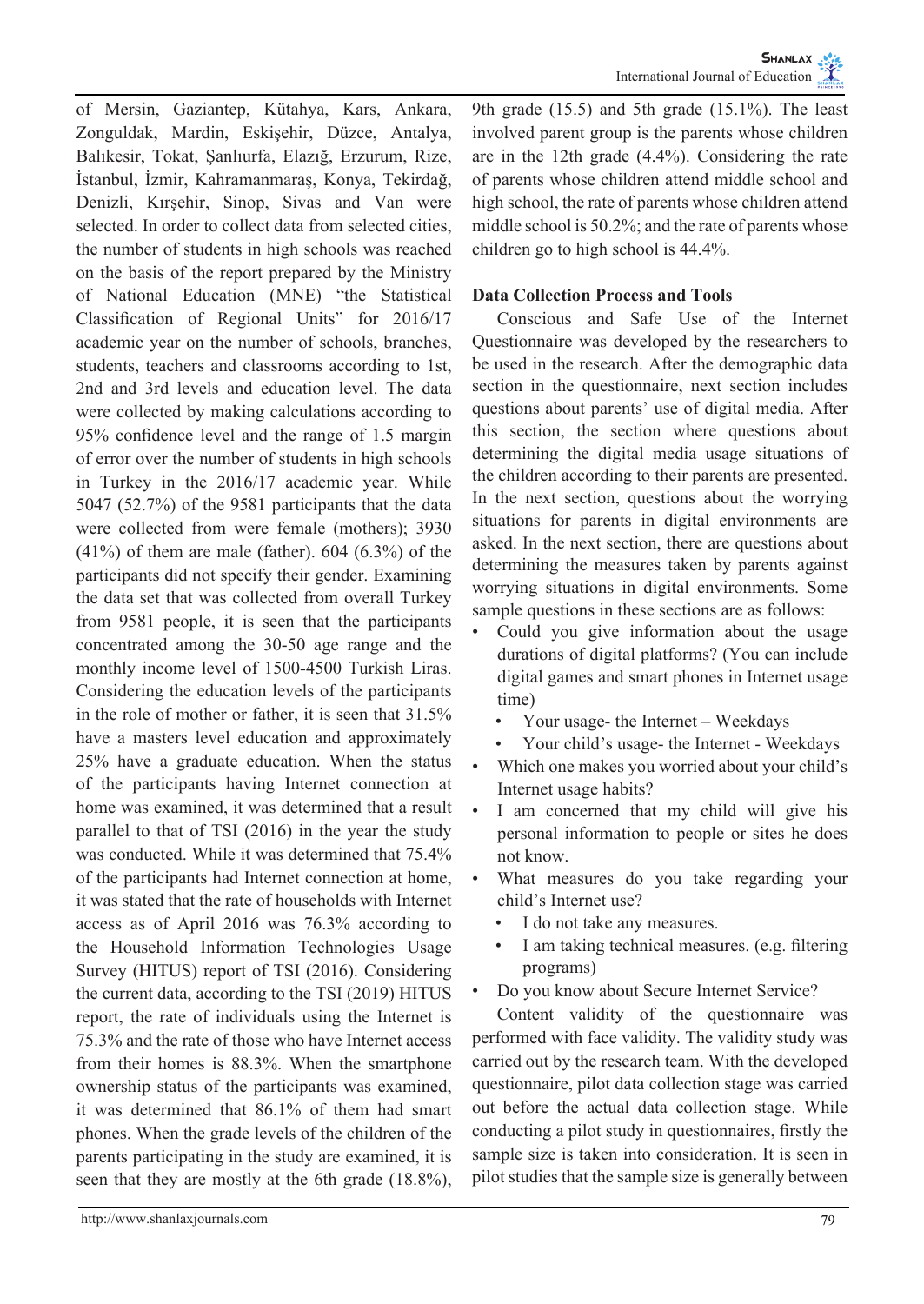of Mersin, Gaziantep, Kütahya, Kars, Ankara, Zonguldak, Mardin, Eskişehir, Düzce, Antalya, Balıkesir, Tokat, Şanlıurfa, Elazığ, Erzurum, Rize, İstanbul, İzmir, Kahramanmaraş, Konya, Tekirdağ, Denizli, Kırşehir, Sinop, Sivas and Van were selected. In order to collect data from selected cities, the number of students in high schools was reached on the basis of the report prepared by the Ministry of National Education (MNE) "the Statistical Classification of Regional Units" for 2016/17 academic year on the number of schools, branches, students, teachers and classrooms according to 1st, 2nd and 3rd levels and education level. The data were collected by making calculations according to 95% confidence level and the range of 1.5 margin of error over the number of students in high schools in Turkey in the 2016/17 academic year. While 5047 (52.7%) of the 9581 participants that the data were collected from were female (mothers); 3930 (41%) of them are male (father). 604 (6.3%) of the participants did not specify their gender. Examining the data set that was collected from overall Turkey from 9581 people, it is seen that the participants concentrated among the 30-50 age range and the monthly income level of 1500-4500 Turkish Liras. Considering the education levels of the participants in the role of mother or father, it is seen that 31.5% have a masters level education and approximately 25% have a graduate education. When the status of the participants having Internet connection at home was examined, it was determined that a result parallel to that of TSI (2016) in the year the study was conducted. While it was determined that 75.4% of the participants had Internet connection at home, it was stated that the rate of households with Internet access as of April 2016 was 76.3% according to the Household Information Technologies Usage Survey (HITUS) report of TSI (2016). Considering the current data, according to the TSI (2019) HITUS report, the rate of individuals using the Internet is 75.3% and the rate of those who have Internet access from their homes is 88.3%. When the smartphone ownership status of the participants was examined, it was determined that 86.1% of them had smart phones. When the grade levels of the children of the parents participating in the study are examined, it is seen that they are mostly at the 6th grade (18.8%), 9th grade (15.5) and 5th grade (15.1%). The least involved parent group is the parents whose children are in the 12th grade (4.4%). Considering the rate of parents whose children attend middle school and high school, the rate of parents whose children attend middle school is 50.2%; and the rate of parents whose children go to high school is 44.4%.

**Data Collection Process and Tools**

Conscious and Safe Use of the Internet Questionnaire was developed by the researchers to be used in the research. After the demographic data section in the questionnaire, next section includes questions about parents' use of digital media. After this section, the section where questions about determining the digital media usage situations of the children according to their parents are presented. In the next section, questions about the worrying situations for parents in digital environments are asked. In the next section, there are questions about determining the measures taken by parents against worrying situations in digital environments. Some sample questions in these sections are as follows:

- Could you give information about the usage durations of digital platforms? (You can include digital games and smart phones in Internet usage time)
  - Your usage- the Internet – Weekdays
  - Your child's usage- the Internet - Weekdays
- Which one makes you worried about your child's Internet usage habits?
- I am concerned that my child will give his personal information to people or sites he does not know.
- What measures do you take regarding your child's Internet use?
  - I do not take any measures.
  - I am taking technical measures. (e.g. filtering programs)
- Do you know about Secure Internet Service?

Content validity of the questionnaire was performed with face validity. The validity study was carried out by the research team. With the developed questionnaire, pilot data collection stage was carried out before the actual data collection stage. While conducting a pilot study in questionnaires, firstly the sample size is taken into consideration. It is seen in pilot studies that the sample size is generally between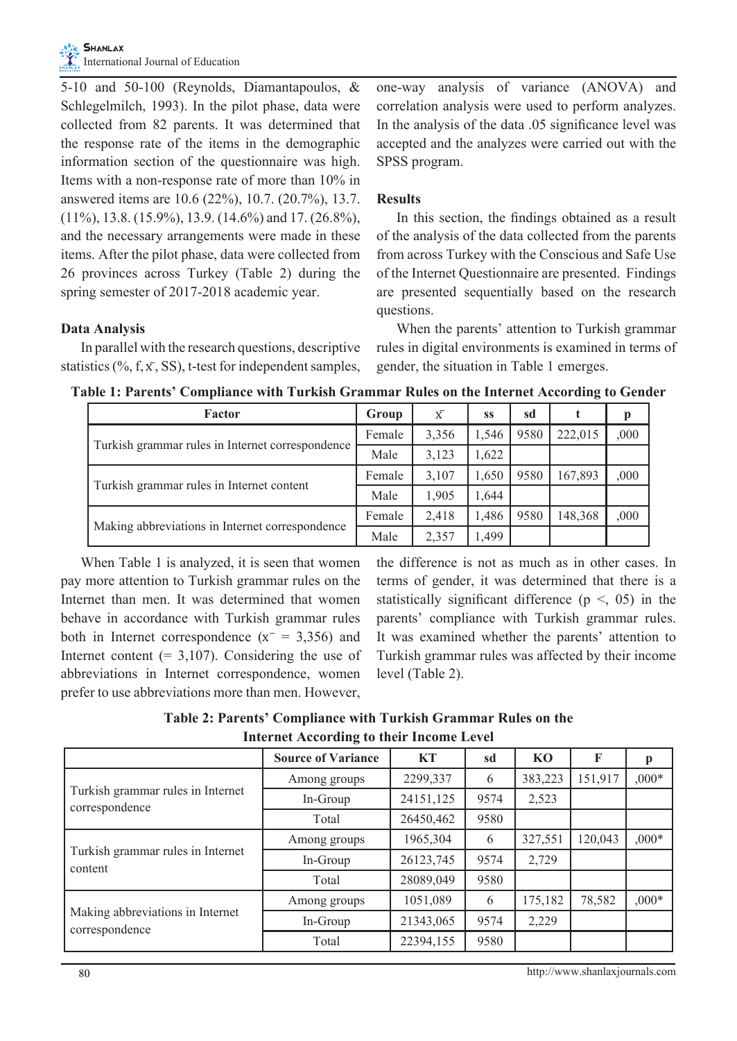5-10 and 50-100 (Reynolds, Diamantapoulos, & Schlegelmilch, 1993). In the pilot phase, data were collected from 82 parents. It was determined that the response rate of the items in the demographic information section of the questionnaire was high. Items with a non-response rate of more than 10% in answered items are 10.6 (22%), 10.7. (20.7%), 13.7. (11%), 13.8. (15.9%), 13.9. (14.6%) and 17. (26.8%), and the necessary arrangements were made in these items. After the pilot phase, data were collected from 26 provinces across Turkey (Table 2) during the spring semester of 2017-2018 academic year.

### Data Analysis

In parallel with the research questions, descriptive statistics (%, f, $\bar{x}$, SS), t-test for independent samples, one-way analysis of variance (ANOVA) and correlation analysis were used to perform analyzes. In the analysis of the data .05 significance level was accepted and the analyzes were carried out with the SPSS program.

### Results

In this section, the findings obtained as a result of the analysis of the data collected from the parents from across Turkey with the Conscious and Safe Use of the Internet Questionnaire are presented. Findings are presented sequentially based on the research questions.

When the parents' attention to Turkish grammar rules in digital environments is examined in terms of gender, the situation in Table 1 emerges.

**Table 1: Parents' Compliance with Turkish Grammar Rules on the Internet According to Gender**

| Factor | Group | $\bar{x}$ | ss | sd | t | p |
|---|---|---|---|---|---|---|
| Turkish grammar rules in Internet correspondence | Female | 3,356 | 1,546 | 9580 | 222,015 | ,000 |
| | Male | 3,123 | 1,622 | | | |
| Turkish grammar rules in Internet content | Female | 3,107 | 1,650 | 9580 | 167,893 | ,000 |
| | Male | 1,905 | 1,644 | | | |
| Making abbreviations in Internet correspondence | Female | 2,418 | 1,486 | 9580 | 148,368 | ,000 |
| | Male | 2,357 | 1,499 | | | |

When Table 1 is analyzed, it is seen that women pay more attention to Turkish grammar rules on the Internet than men. It was determined that women behave in accordance with Turkish grammar rules both in Internet correspondence ($\bar{x}$ = 3,356) and Internet content (= 3,107). Considering the use of abbreviations in Internet correspondence, women prefer to use abbreviations more than men. However, the difference is not as much as in other cases. In terms of gender, it was determined that there is a statistically significant difference (p <, 05) in the parents' compliance with Turkish grammar rules. It was examined whether the parents' attention to Turkish grammar rules was affected by their income level (Table 2).

**Table 2: Parents' Compliance with Turkish Grammar Rules on the Internet According to their Income Level**

| | Source of Variance | KT | sd | KO | F | p |
|---|---|---|---|---|---|---|
| Turkish grammar rules in Internet correspondence | Among groups | 2299,337 | 6 | 383,223 | 151,917 | ,000* |
| | In-Group | 24151,125 | 9574 | 2,523 | | |
| | Total | 26450,462 | 9580 | | | |
| Turkish grammar rules in Internet content | Among groups | 1965,304 | 6 | 327,551 | 120,043 | ,000* |
| | In-Group | 26123,745 | 9574 | 2,729 | | |
| | Total | 28089,049 | 9580 | | | |
| Making abbreviations in Internet correspondence | Among groups | 1051,089 | 6 | 175,182 | 78,582 | ,000* |
| | In-Group | 21343,065 | 9574 | 2,229 | | |
| | Total | 22394,155 | 9580 | | | |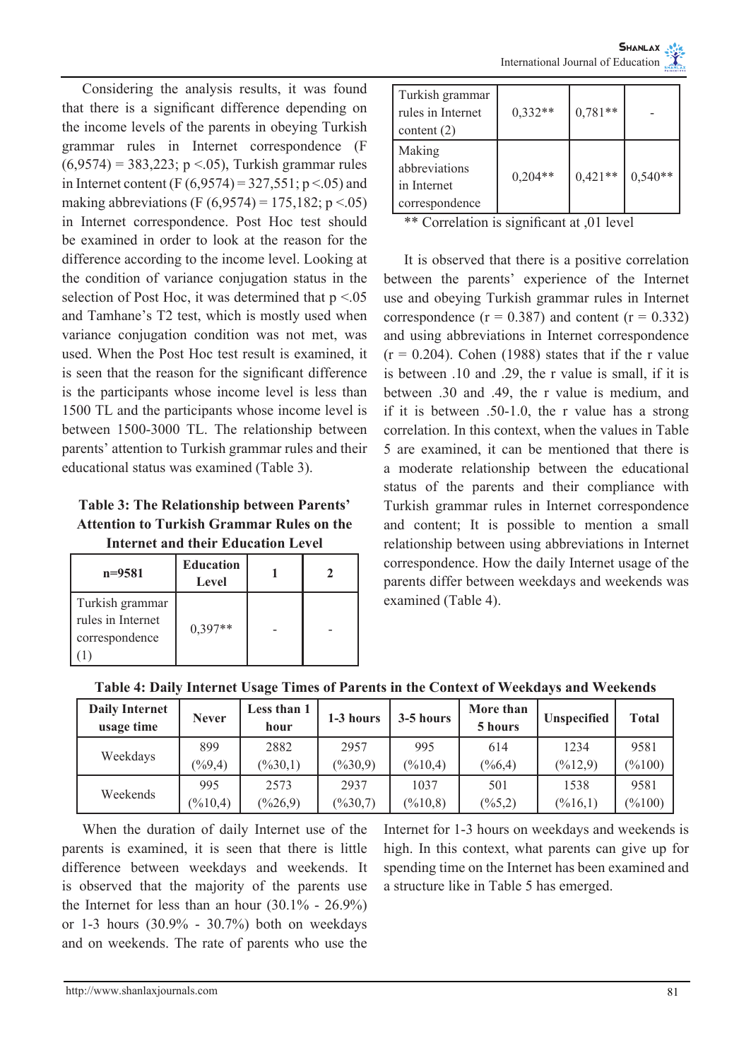Considering the analysis results, it was found that there is a significant difference depending on the income levels of the parents in obeying Turkish grammar rules in Internet correspondence ($F (6,9574) = 383,223$; $p < .05$), Turkish grammar rules in Internet content ($F (6,9574) = 327,551$; $p < .05$) and making abbreviations ($F (6,9574) = 175,182$; $p < .05$) in Internet correspondence. Post Hoc test should be examined in order to look at the reason for the difference according to the income level. Looking at the condition of variance conjugation status in the selection of Post Hoc, it was determined that $p < .05$ and Tamhane's T2 test, which is mostly used when variance conjugation condition was not met, was used. When the Post Hoc test result is examined, it is seen that the reason for the significant difference is the participants whose income level is less than 1500 TL and the participants whose income level is between 1500-3000 TL. The relationship between parents' attention to Turkish grammar rules and their educational status was examined (Table 3).

**Table 3: The Relationship between Parents' Attention to Turkish Grammar Rules on the Internet and their Education Level**

| n=9581 | Education Level | 1 | 2 |
|---|---|---|---|
| Turkish grammar rules in Internet correspondence (1) | 0,397** | - | - |
| Turkish grammar rules in Internet content (2) | 0,332** | 0,781** | - |
| Making abbreviations in Internet correspondence | 0,204** | 0,421** | 0,540** |

** Correlation is significant at ,01 level

It is observed that there is a positive correlation between the parents' experience of the Internet use and obeying Turkish grammar rules in Internet correspondence ($r = 0.387$) and content ($r = 0.332$) and using abbreviations in Internet correspondence ($r = 0.204$). Cohen (1988) states that if the r value is between .10 and .29, the r value is small, if it is between .30 and .49, the r value is medium, and if it is between .50-1.0, the r value has a strong correlation. In this context, when the values in Table 5 are examined, it can be mentioned that there is a moderate relationship between the educational status of the parents and their compliance with Turkish grammar rules in Internet correspondence and content; It is possible to mention a small relationship between using abbreviations in Internet correspondence. How the daily Internet usage of the parents differ between weekdays and weekends was examined (Table 4).

**Table 4: Daily Internet Usage Times of Parents in the Context of Weekdays and Weekends**

| Daily Internet usage time | Never | Less than 1 hour | 1-3 hours | 3-5 hours | More than 5 hours | Unspecified | Total |
|---|---|---|---|---|---|---|---|
| Weekdays | 899 (%9,4) | 2882 (%30,1) | 2957 (%30,9) | 995 (%10,4) | 614 (%6,4) | 1234 (%12,9) | 9581 (%100) |
| Weekends | 995 (%10,4) | 2573 (%26,9) | 2937 (%30,7) | 1037 (%10,8) | 501 (%5,2) | 1538 (%16,1) | 9581 (%100) |

When the duration of daily Internet use of the parents is examined, it is seen that there is little difference between weekdays and weekends. It is observed that the majority of the parents use the Internet for less than an hour (30.1% - 26.9%) or 1-3 hours (30.9% - 30.7%) both on weekdays and on weekends. The rate of parents who use the Internet for 1-3 hours on weekdays and weekends is high. In this context, what parents can give up for spending time on the Internet has been examined and a structure like in Table 5 has emerged.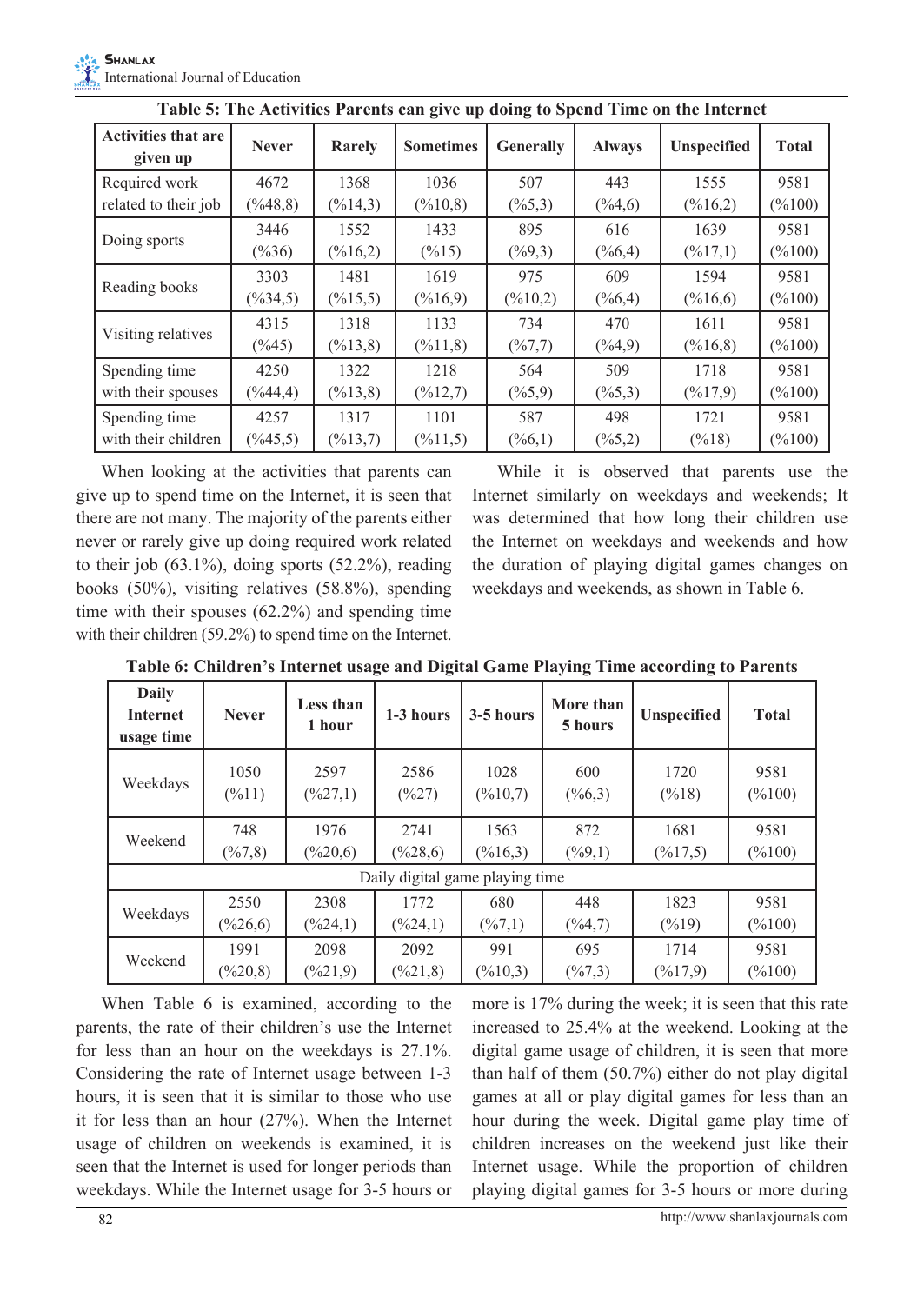**Table 5: The Activities Parents can give up doing to Spend Time on the Internet**

| Activities that are given up | Never | Rarely | Sometimes | Generally | Always | Unspecified | Total |
|---|---|---|---|---|---|---|---|
| Required work related to their job | 4672 (%48,8) | 1368 (%14,3) | 1036 (%10,8) | 507 (%5,3) | 443 (%4,6) | 1555 (%16,2) | 9581 (%100) |
| Doing sports | 3446 (%36) | 1552 (%16,2) | 1433 (%15) | 895 (%9,3) | 616 (%6,4) | 1639 (%17,1) | 9581 (%100) |
| Reading books | 3303 (%34,5) | 1481 (%15,5) | 1619 (%16,9) | 975 (%10,2) | 609 (%6,4) | 1594 (%16,6) | 9581 (%100) |
| Visiting relatives | 4315 (%45) | 1318 (%13,8) | 1133 (%11,8) | 734 (%7,7) | 470 (%4,9) | 1611 (%16,8) | 9581 (%100) |
| Spending time with their spouses | 4250 (%44,4) | 1322 (%13,8) | 1218 (%12,7) | 564 (%5,9) | 509 (%5,3) | 1718 (%17,9) | 9581 (%100) |
| Spending time with their children | 4257 (%45,5) | 1317 (%13,7) | 1101 (%11,5) | 587 (%6,1) | 498 (%5,2) | 1721 (%18) | 9581 (%100) |

When looking at the activities that parents can give up to spend time on the Internet, it is seen that there are not many. The majority of the parents either never or rarely give up doing required work related to their job (63.1%), doing sports (52.2%), reading books (50%), visiting relatives (58.8%), spending time with their spouses (62.2%) and spending time with their children (59.2%) to spend time on the Internet.

While it is observed that parents use the Internet similarly on weekdays and weekends; It was determined that how long their children use the Internet on weekdays and weekends and how the duration of playing digital games changes on weekdays and weekends, as shown in Table 6.

**Table 6: Children's Internet usage and Digital Game Playing Time according to Parents**

| Daily Internet usage time | Never | Less than 1 hour | 1-3 hours | 3-5 hours | More than 5 hours | Unspecified | Total |
|---|---|---|---|---|---|---|---|
| Weekdays | 1050 (%11) | 2597 (%27,1) | 2586 (%27) | 1028 (%10,7) | 600 (%6,3) | 1720 (%18) | 9581 (%100) |
| Weekend | 748 (%7,8) | 1976 (%20,6) | 2741 (%28,6) | 1563 (%16,3) | 872 (%9,1) | 1681 (%17,5) | 9581 (%100) |
| Daily digital game playing time | | | | | | | |
| Weekdays | 2550 (%26,6) | 2308 (%24,1) | 1772 (%24,1) | 680 (%7,1) | 448 (%4,7) | 1823 (%19) | 9581 (%100) |
| Weekend | 1991 (%20,8) | 2098 (%21,9) | 2092 (%21,8) | 991 (%10,3) | 695 (%7,3) | 1714 (%17,9) | 9581 (%100) |

When Table 6 is examined, according to the parents, the rate of their children's use the Internet for less than an hour on the weekdays is 27.1%. Considering the rate of Internet usage between 1-3 hours, it is seen that it is similar to those who use it for less than an hour (27%). When the Internet usage of children on weekends is examined, it is seen that the Internet is used for longer periods than weekdays. While the Internet usage for 3-5 hours or more is 17% during the week; it is seen that this rate increased to 25.4% at the weekend. Looking at the digital game usage of children, it is seen that more than half of them (50.7%) either do not play digital games at all or play digital games for less than an hour during the week. Digital game play time of children increases on the weekend just like their Internet usage. While the proportion of children playing digital games for 3-5 hours or more during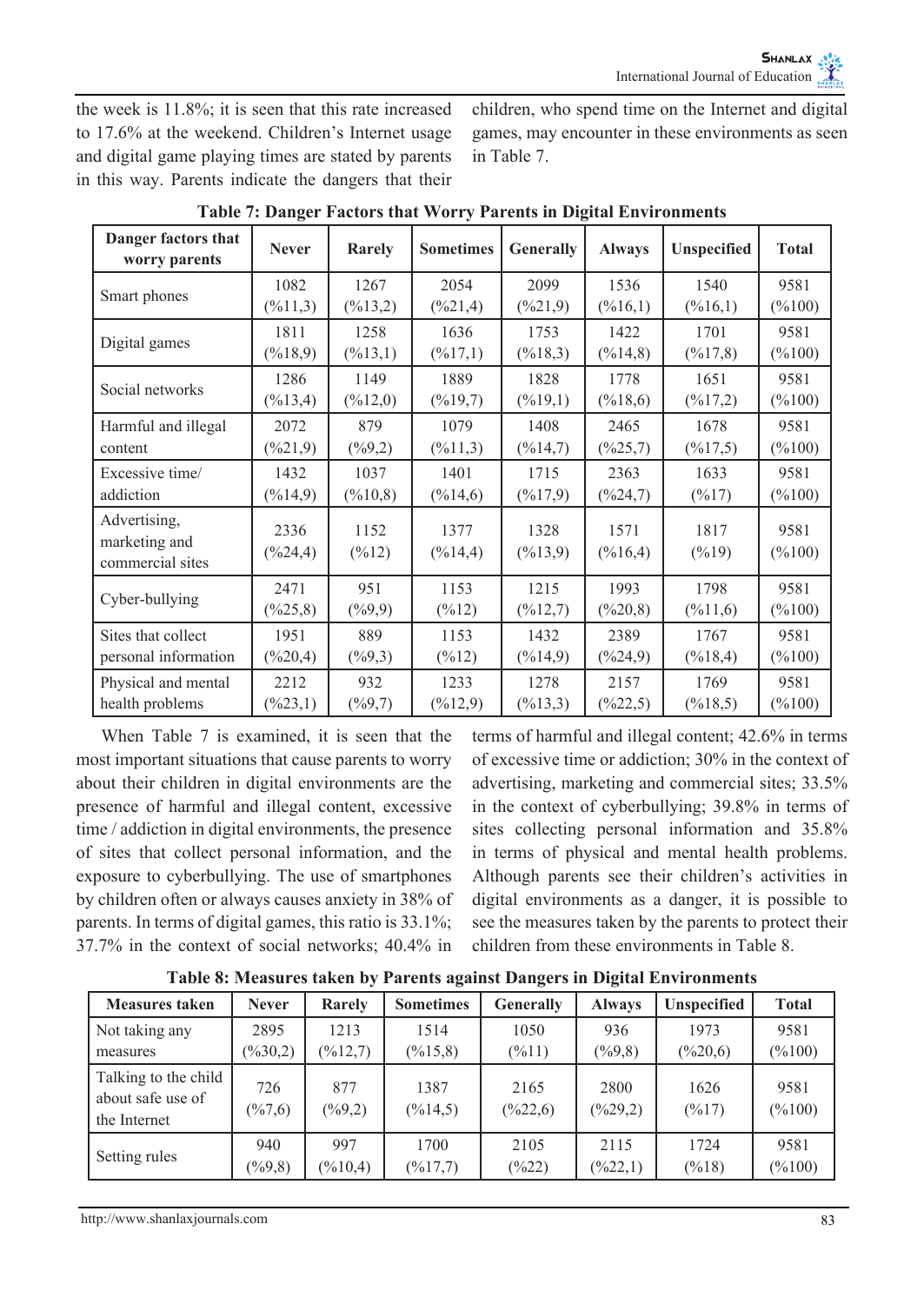the week is 11.8%; it is seen that this rate increased to 17.6% at the weekend. Children's Internet usage and digital game playing times are stated by parents in this way. Parents indicate the dangers that their children, who spend time on the Internet and digital games, may encounter in these environments as seen in Table 7.

**Table 7: Danger Factors that Worry Parents in Digital Environments**

| Danger factors that worry parents | Never | Rarely | Sometimes | Generally | Always | Unspecified | Total |
|---|---|---|---|---|---|---|---|
| Smart phones | 1082 (%11,3) | 1267 (%13,2) | 2054 (%21,4) | 2099 (%21,9) | 1536 (%16,1) | 1540 (%16,1) | 9581 (%100) |
| Digital games | 1811 (%18,9) | 1258 (%13,1) | 1636 (%17,1) | 1753 (%18,3) | 1422 (%14,8) | 1701 (%17,8) | 9581 (%100) |
| Social networks | 1286 (%13,4) | 1149 (%12,0) | 1889 (%19,7) | 1828 (%19,1) | 1778 (%18,6) | 1651 (%17,2) | 9581 (%100) |
| Harmful and illegal content | 2072 (%21,9) | 879 (%9,2) | 1079 (%11,3) | 1408 (%14,7) | 2465 (%25,7) | 1678 (%17,5) | 9581 (%100) |
| Excessive time/ addiction | 1432 (%14,9) | 1037 (%10,8) | 1401 (%14,6) | 1715 (%17,9) | 2363 (%24,7) | 1633 (%17) | 9581 (%100) |
| Advertising, marketing and commercial sites | 2336 (%24,4) | 1152 (%12) | 1377 (%14,4) | 1328 (%13,9) | 1571 (%16,4) | 1817 (%19) | 9581 (%100) |
| Cyber-bullying | 2471 (%25,8) | 951 (%9,9) | 1153 (%12) | 1215 (%12,7) | 1993 (%20,8) | 1798 (%11,6) | 9581 (%100) |
| Sites that collect personal information | 1951 (%20,4) | 889 (%9,3) | 1153 (%12) | 1432 (%14,9) | 2389 (%24,9) | 1767 (%18,4) | 9581 (%100) |
| Physical and mental health problems | 2212 (%23,1) | 932 (%9,7) | 1233 (%12,9) | 1278 (%13,3) | 2157 (%22,5) | 1769 (%18,5) | 9581 (%100) |

When Table 7 is examined, it is seen that the most important situations that cause parents to worry about their children in digital environments are the presence of harmful and illegal content, excessive time / addiction in digital environments, the presence of sites that collect personal information, and the exposure to cyberbullying. The use of smartphones by children often or always causes anxiety in 38% of parents. In terms of digital games, this ratio is 33.1%; 37.7% in the context of social networks; 40.4% in terms of harmful and illegal content; 42.6% in terms of excessive time or addiction; 30% in the context of advertising, marketing and commercial sites; 33.5% in the context of cyberbullying; 39.8% in terms of sites collecting personal information and 35.8% in terms of physical and mental health problems. Although parents see their children's activities in digital environments as a danger, it is possible to see the measures taken by the parents to protect their children from these environments in Table 8.

**Table 8: Measures taken by Parents against Dangers in Digital Environments**

| Measures taken | Never | Rarely | Sometimes | Generally | Always | Unspecified | Total |
|---|---|---|---|---|---|---|---|
| Not taking any measures | 2895 (%30,2) | 1213 (%12,7) | 1514 (%15,8) | 1050 (%11) | 936 (%9,8) | 1973 (%20,6) | 9581 (%100) |
| Talking to the child about safe use of the Internet | 726 (%7,6) | 877 (%9,2) | 1387 (%14,5) | 2165 (%22,6) | 2800 (%29,2) | 1626 (%17) | 9581 (%100) |
| Setting rules | 940 (%9,8) | 997 (%10,4) | 1700 (%17,7) | 2105 (%22) | 2115 (%22,1) | 1724 (%18) | 9581 (%100) |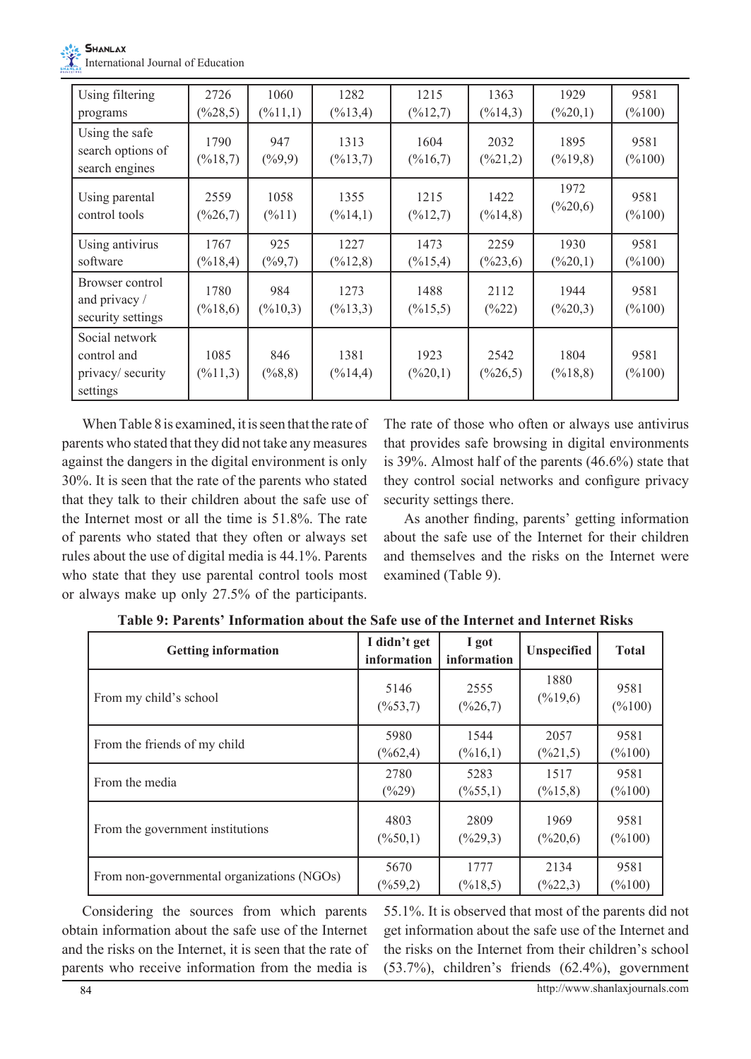| Using filtering programs | 2726 (%28,5) | 1060 (%11,1) | 1282 (%13,4) | 1215 (%12,7) | 1363 (%14,3) | 1929 (%20,1) | 9581 (%100) |
|---|---|---|---|---|---|---|---|
| Using the safe search options of search engines | 1790 (%18,7) | 947 (%9,9) | 1313 (%13,7) | 1604 (%16,7) | 2032 (%21,2) | 1895 (%19,8) | 9581 (%100) |
| Using parental control tools | 2559 (%26,7) | 1058 (%11) | 1355 (%14,1) | 1215 (%12,7) | 1422 (%14,8) | 1972 (%20,6) | 9581 (%100) |
| Using antivirus software | 1767 (%18,4) | 925 (%9,7) | 1227 (%12,8) | 1473 (%15,4) | 2259 (%23,6) | 1930 (%20,1) | 9581 (%100) |
| Browser control and privacy / security settings | 1780 (%18,6) | 984 (%10,3) | 1273 (%13,3) | 1488 (%15,5) | 2112 (%22) | 1944 (%20,3) | 9581 (%100) |
| Social network control and privacy/ security settings | 1085 (%11,3) | 846 (%8,8) | 1381 (%14,4) | 1923 (%20,1) | 2542 (%26,5) | 1804 (%18,8) | 9581 (%100) |

When Table 8 is examined, it is seen that the rate of parents who stated that they did not take any measures against the dangers in the digital environment is only 30%. It is seen that the rate of the parents who stated that they talk to their children about the safe use of the Internet most or all the time is 51.8%. The rate of parents who stated that they often or always set rules about the use of digital media is 44.1%. Parents who state that they use parental control tools most or always make up only 27.5% of the participants. The rate of those who often or always use antivirus that provides safe browsing in digital environments is 39%. Almost half of the parents (46.6%) state that they control social networks and configure privacy security settings there.

As another finding, parents' getting information about the safe use of the Internet for their children and themselves and the risks on the Internet were examined (Table 9).

**Table 9: Parents' Information about the Safe use of the Internet and Internet Risks**

| Getting information | I didn't get information | I got information | Unspecified | Total |
|---|---|---|---|---|
| From my child's school | 5146 (%53,7) | 2555 (%26,7) | 1880 (%19,6) | 9581 (%100) |
| From the friends of my child | 5980 (%62,4) | 1544 (%16,1) | 2057 (%21,5) | 9581 (%100) |
| From the media | 2780 (%29) | 5283 (%55,1) | 1517 (%15,8) | 9581 (%100) |
| From the government institutions | 4803 (%50,1) | 2809 (%29,3) | 1969 (%20,6) | 9581 (%100) |
| From non-governmental organizations (NGOs) | 5670 (%59,2) | 1777 (%18,5) | 2134 (%22,3) | 9581 (%100) |

Considering the sources from which parents obtain information about the safe use of the Internet and the risks on the Internet, it is seen that the rate of parents who receive information from the media is 55.1%. It is observed that most of the parents did not get information about the safe use of the Internet and the risks on the Internet from their children's school (53.7%), children's friends (62.4%), government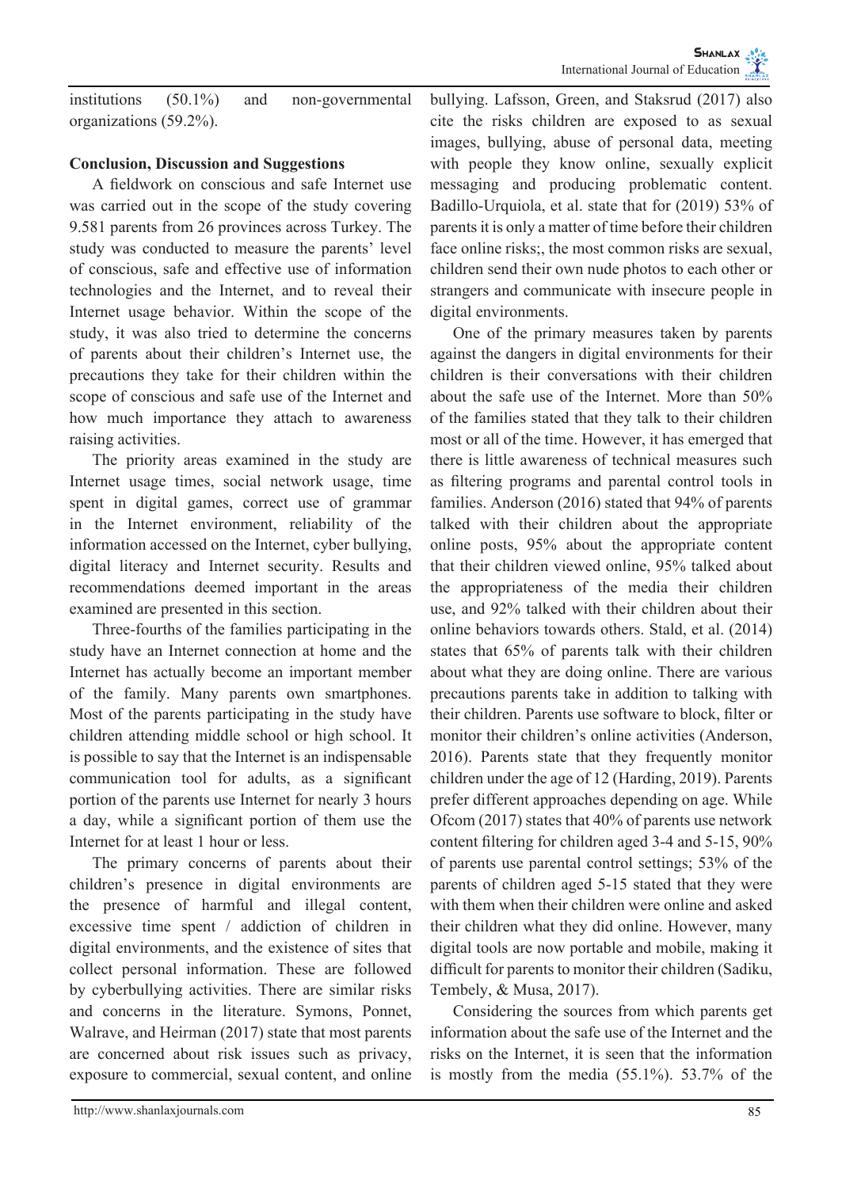institutions (50.1%) and non-governmental organizations (59.2%).

**Conclusion, Discussion and Suggestions**

A fieldwork on conscious and safe Internet use was carried out in the scope of the study covering 9.581 parents from 26 provinces across Turkey. The study was conducted to measure the parents' level of conscious, safe and effective use of information technologies and the Internet, and to reveal their Internet usage behavior. Within the scope of the study, it was also tried to determine the concerns of parents about their children's Internet use, the precautions they take for their children within the scope of conscious and safe use of the Internet and how much importance they attach to awareness raising activities.

The priority areas examined in the study are Internet usage times, social network usage, time spent in digital games, correct use of grammar in the Internet environment, reliability of the information accessed on the Internet, cyber bullying, digital literacy and Internet security. Results and recommendations deemed important in the areas examined are presented in this section.

Three-fourths of the families participating in the study have an Internet connection at home and the Internet has actually become an important member of the family. Many parents own smartphones. Most of the parents participating in the study have children attending middle school or high school. It is possible to say that the Internet is an indispensable communication tool for adults, as a significant portion of the parents use Internet for nearly 3 hours a day, while a significant portion of them use the Internet for at least 1 hour or less.

The primary concerns of parents about their children's presence in digital environments are the presence of harmful and illegal content, excessive time spent / addiction of children in digital environments, and the existence of sites that collect personal information. These are followed by cyberbullying activities. There are similar risks and concerns in the literature. Symons, Ponnet, Walrave, and Heirman (2017) state that most parents are concerned about risk issues such as privacy, exposure to commercial, sexual content, and online bullying. Lafsson, Green, and Staksrud (2017) also cite the risks children are exposed to as sexual images, bullying, abuse of personal data, meeting with people they know online, sexually explicit messaging and producing problematic content. Badillo-Urquiola, et al. state that for (2019) 53% of parents it is only a matter of time before their children face online risks;, the most common risks are sexual, children send their own nude photos to each other or strangers and communicate with insecure people in digital environments.

One of the primary measures taken by parents against the dangers in digital environments for their children is their conversations with their children about the safe use of the Internet. More than 50% of the families stated that they talk to their children most or all of the time. However, it has emerged that there is little awareness of technical measures such as filtering programs and parental control tools in families. Anderson (2016) stated that 94% of parents talked with their children about the appropriate online posts, 95% about the appropriate content that their children viewed online, 95% talked about the appropriateness of the media their children use, and 92% talked with their children about their online behaviors towards others. Stald, et al. (2014) states that 65% of parents talk with their children about what they are doing online. There are various precautions parents take in addition to talking with their children. Parents use software to block, filter or monitor their children's online activities (Anderson, 2016). Parents state that they frequently monitor children under the age of 12 (Harding, 2019). Parents prefer different approaches depending on age. While Ofcom (2017) states that 40% of parents use network content filtering for children aged 3-4 and 5-15, 90% of parents use parental control settings; 53% of the parents of children aged 5-15 stated that they were with them when their children were online and asked their children what they did online. However, many digital tools are now portable and mobile, making it difficult for parents to monitor their children (Sadiku, Tembely, & Musa, 2017).

Considering the sources from which parents get information about the safe use of the Internet and the risks on the Internet, it is seen that the information is mostly from the media (55.1%). 53.7% of the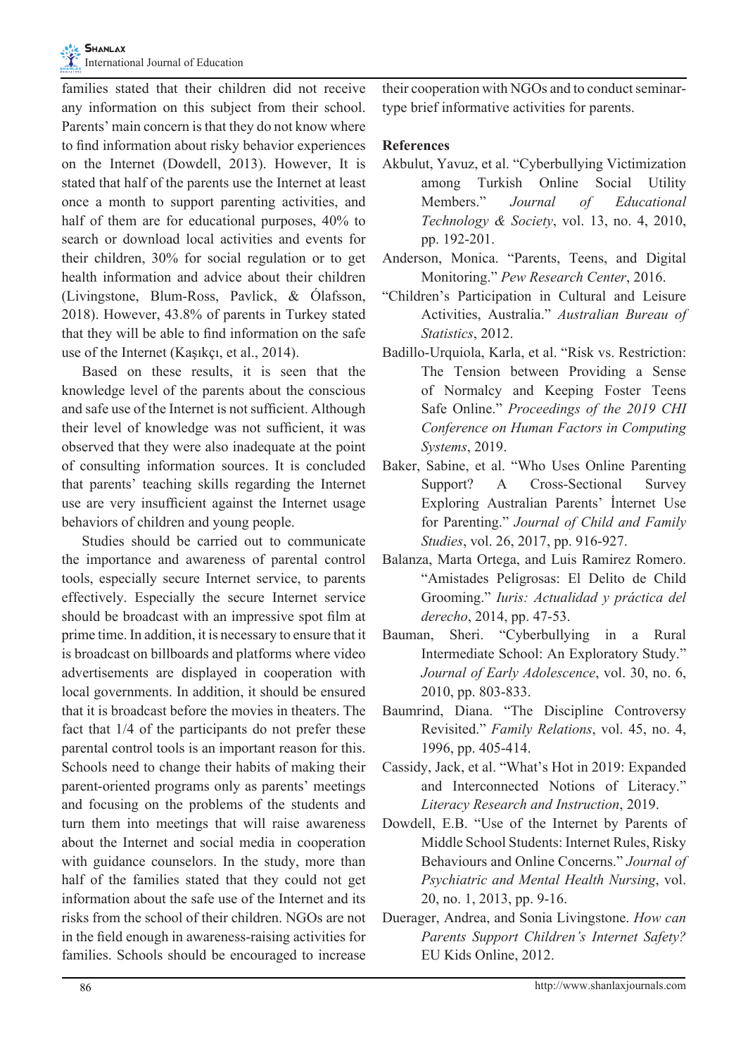families stated that their children did not receive any information on this subject from their school. Parents' main concern is that they do not know where to find information about risky behavior experiences on the Internet (Dowdell, 2013). However, It is stated that half of the parents use the Internet at least once a month to support parenting activities, and half of them are for educational purposes, 40% to search or download local activities and events for their children, 30% for social regulation or to get health information and advice about their children (Livingstone, Blum-Ross, Pavlick, & Ólafsson, 2018). However, 43.8% of parents in Turkey stated that they will be able to find information on the safe use of the Internet (Kaşıkçı, et al., 2014).

Based on these results, it is seen that the knowledge level of the parents about the conscious and safe use of the Internet is not sufficient. Although their level of knowledge was not sufficient, it was observed that they were also inadequate at the point of consulting information sources. It is concluded that parents' teaching skills regarding the Internet use are very insufficient against the Internet usage behaviors of children and young people.

Studies should be carried out to communicate the importance and awareness of parental control tools, especially secure Internet service, to parents effectively. Especially the secure Internet service should be broadcast with an impressive spot film at prime time. In addition, it is necessary to ensure that it is broadcast on billboards and platforms where video advertisements are displayed in cooperation with local governments. In addition, it should be ensured that it is broadcast before the movies in theaters. The fact that 1/4 of the participants do not prefer these parental control tools is an important reason for this. Schools need to change their habits of making their parent-oriented programs only as parents' meetings and focusing on the problems of the students and turn them into meetings that will raise awareness about the Internet and social media in cooperation with guidance counselors. In the study, more than half of the families stated that they could not get information about the safe use of the Internet and its risks from the school of their children. NGOs are not in the field enough in awareness-raising activities for families. Schools should be encouraged to increase their cooperation with NGOs and to conduct seminar-type brief informative activities for parents.

**References**

Akbulut, Yavuz, et al. "Cyberbullying Victimization among Turkish Online Social Utility Members." *Journal of Educational Technology & Society*, vol. 13, no. 4, 2010, pp. 192-201.

Anderson, Monica. "Parents, Teens, and Digital Monitoring." *Pew Research Center*, 2016.

"Children's Participation in Cultural and Leisure Activities, Australia." *Australian Bureau of Statistics*, 2012.

Badillo-Urquiola, Karla, et al. "Risk vs. Restriction: The Tension between Providing a Sense of Normalcy and Keeping Foster Teens Safe Online." *Proceedings of the 2019 CHI Conference on Human Factors in Computing Systems*, 2019.

Baker, Sabine, et al. "Who Uses Online Parenting Support? A Cross-Sectional Survey Exploring Australian Parents' İnternet Use for Parenting." *Journal of Child and Family Studies*, vol. 26, 2017, pp. 916-927.

Balanza, Marta Ortega, and Luis Ramirez Romero. "Amistades Peligrosas: El Delito de Child Grooming." *Iuris: Actualidad y práctica del derecho*, 2014, pp. 47-53.

Bauman, Sheri. "Cyberbullying in a Rural Intermediate School: An Exploratory Study." *Journal of Early Adolescence*, vol. 30, no. 6, 2010, pp. 803-833.

Baumrind, Diana. "The Discipline Controversy Revisited." *Family Relations*, vol. 45, no. 4, 1996, pp. 405-414.

Cassidy, Jack, et al. "What's Hot in 2019: Expanded and Interconnected Notions of Literacy." *Literacy Research and Instruction*, 2019.

Dowdell, E.B. "Use of the Internet by Parents of Middle School Students: Internet Rules, Risky Behaviours and Online Concerns." *Journal of Psychiatric and Mental Health Nursing*, vol. 20, no. 1, 2013, pp. 9-16.

Dueradger, Andrea, and Sonia Livingstone. *How can Parents Support Children's Internet Safety?* EU Kids Online, 2012.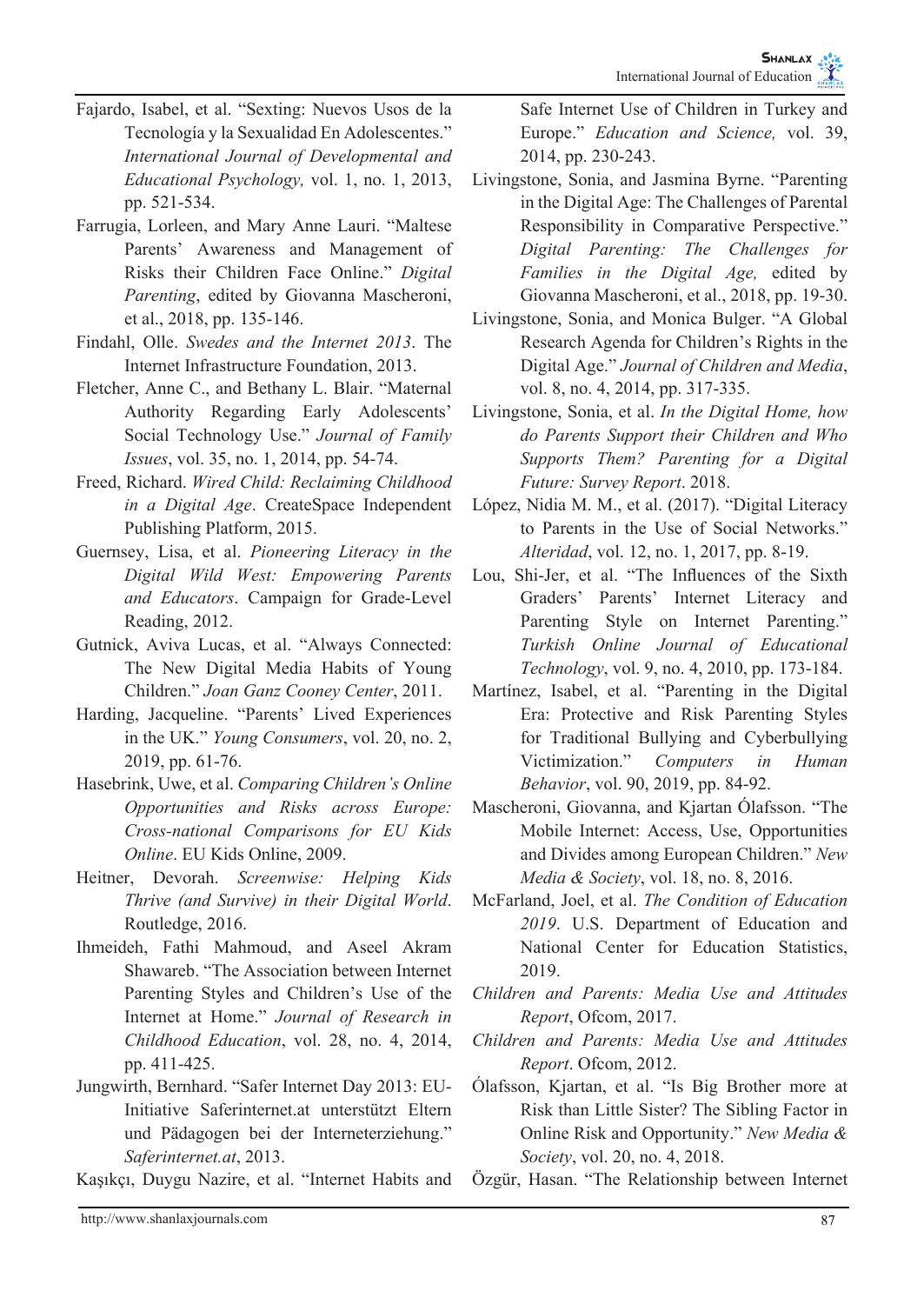Fajardo, Isabel, et al. "Sexting: Nuevos Usos de la Tecnología y la Sexualidad En Adolescentes." *International Journal of Developmental and Educational Psychology,* vol. 1, no. 1, 2013, pp. 521-534.

Farrugia, Lorleen, and Mary Anne Lauri. "Maltese Parents' Awareness and Management of Risks their Children Face Online." *Digital Parenting*, edited by Giovanna Mascheroni, et al., 2018, pp. 135-146.

Findahl, Olle. *Swedes and the Internet 2013*. The Internet Infrastructure Foundation, 2013.

Fletcher, Anne C., and Bethany L. Blair. "Maternal Authority Regarding Early Adolescents' Social Technology Use." *Journal of Family Issues*, vol. 35, no. 1, 2014, pp. 54-74.

Freed, Richard. *Wired Child: Reclaiming Childhood in a Digital Age*. CreateSpace Independent Publishing Platform, 2015.

Guernsey, Lisa, et al. *Pioneering Literacy in the Digital Wild West: Empowering Parents and Educators*. Campaign for Grade-Level Reading, 2012.

Gutnick, Aviva Lucas, et al. "Always Connected: The New Digital Media Habits of Young Children." *Joan Ganz Cooney Center*, 2011.

Harding, Jacqueline. "Parents' Lived Experiences in the UK." *Young Consumers*, vol. 20, no. 2, 2019, pp. 61-76.

Hasebrink, Uwe, et al. *Comparing Children's Online Opportunities and Risks across Europe: Cross-national Comparisons for EU Kids Online*. EU Kids Online, 2009.

Heitner, Devorah. *Screenwise: Helping Kids Thrive (and Survive) in their Digital World*. Routledge, 2016.

Ihmeideh, Fathi Mahmoud, and Aseel Akram Shawareb. "The Association between Internet Parenting Styles and Children's Use of the Internet at Home." *Journal of Research in Childhood Education*, vol. 28, no. 4, 2014, pp. 411-425.

Jungwirth, Bernhard. "Safer Internet Day 2013: EU-Initiative Saferinternet.at unterstützt Eltern und Pädagogen bei der Interneterziehung." *Saferinternet.at*, 2013.

Kaşıkçı, Duygu Nazire, et al. "Internet Habits and Safe Internet Use of Children in Turkey and Europe." *Education and Science,* vol. 39, 2014, pp. 230-243.

Livingstone, Sonia, and Jasmina Byrne. "Parenting in the Digital Age: The Challenges of Parental Responsibility in Comparative Perspective." *Digital Parenting: The Challenges for Families in the Digital Age,* edited by Giovanna Mascheroni, et al., 2018, pp. 19-30.

Livingstone, Sonia, and Monica Bulger. "A Global Research Agenda for Children's Rights in the Digital Age." *Journal of Children and Media*, vol. 8, no. 4, 2014, pp. 317-335.

Livingstone, Sonia, et al. *In the Digital Home, how do Parents Support their Children and Who Supports Them? Parenting for a Digital Future: Survey Report*. 2018.

López, Nidia M. M., et al. (2017). "Digital Literacy to Parents in the Use of Social Networks." *Alteridad*, vol. 12, no. 1, 2017, pp. 8-19.

Lou, Shi-Jer, et al. "The Influences of the Sixth Graders' Parents' Internet Literacy and Parenting Style on Internet Parenting." *Turkish Online Journal of Educational Technology*, vol. 9, no. 4, 2010, pp. 173-184.

Martínez, Isabel, et al. "Parenting in the Digital Era: Protective and Risk Parenting Styles for Traditional Bullying and Cyberbullying Victimization." *Computers in Human Behavior*, vol. 90, 2019, pp. 84-92.

Mascheroni, Giovanna, and Kjartan Ólafsson. "The Mobile Internet: Access, Use, Opportunities and Divides among European Children." *New Media & Society*, vol. 18, no. 8, 2016.

McFarland, Joel, et al. *The Condition of Education 2019*. U.S. Department of Education and National Center for Education Statistics, 2019.

*Children and Parents: Media Use and Attitudes Report*, Ofcom, 2017.

*Children and Parents: Media Use and Attitudes Report*. Ofcom, 2012.

Ólafsson, Kjartan, et al. "Is Big Brother more at Risk than Little Sister? The Sibling Factor in Online Risk and Opportunity." *New Media & Society*, vol. 20, no. 4, 2018.

Özgür, Hasan. "The Relationship between Internet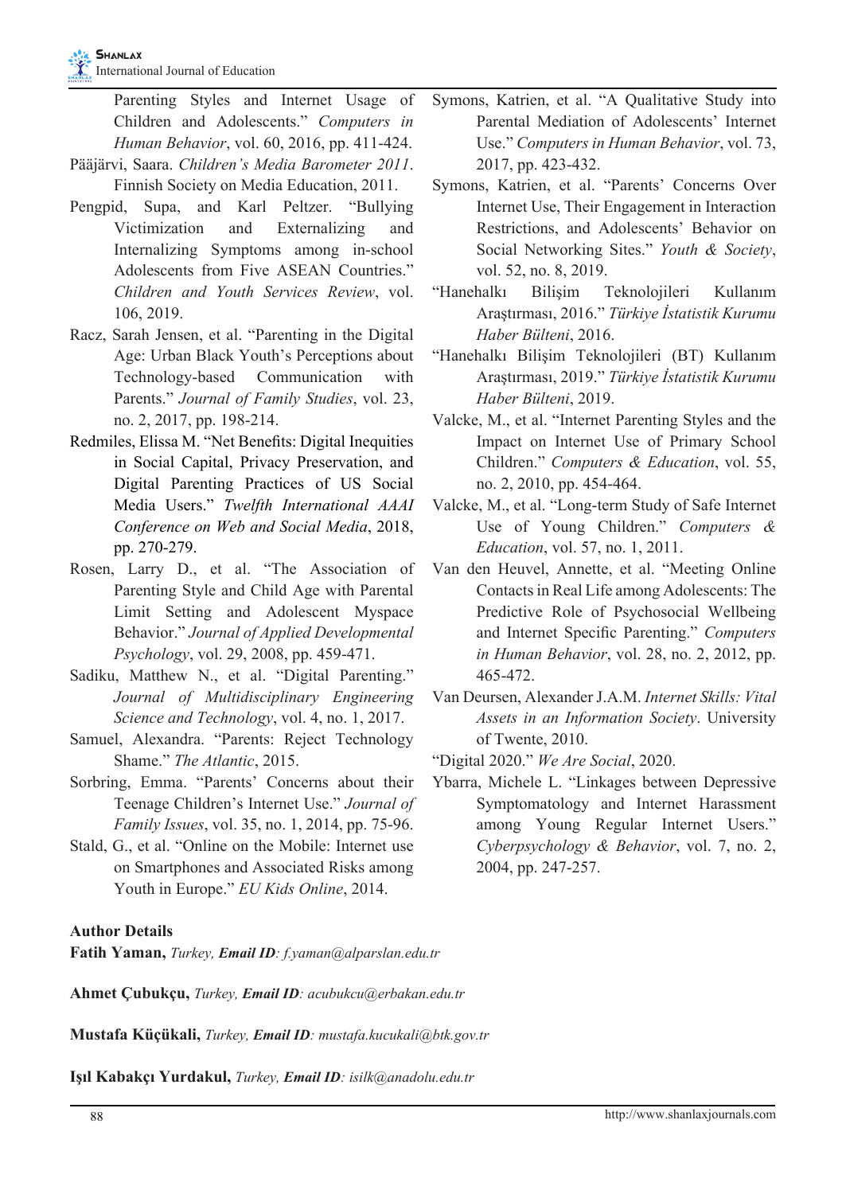Parenting Styles and Internet Usage of Children and Adolescents." *Computers in Human Behavior*, vol. 60, 2016, pp. 411-424.

Pääjärvi, Saara. *Children's Media Barometer 2011*. Finnish Society on Media Education, 2011.

Pengpid, Supa, and Karl Peltzer. "Bullying Victimization and Externalizing and Internalizing Symptoms among in-school Adolescents from Five ASEAN Countries." *Children and Youth Services Review*, vol. 106, 2019.

Racz, Sarah Jensen, et al. "Parenting in the Digital Age: Urban Black Youth's Perceptions about Technology-based Communication with Parents." *Journal of Family Studies*, vol. 23, no. 2, 2017, pp. 198-214.

Redmiles, Elissa M. "Net Benefits: Digital Inequities in Social Capital, Privacy Preservation, and Digital Parenting Practices of US Social Media Users." *Twelfth International AAAI Conference on Web and Social Media*, 2018, pp. 270-279.

Rosen, Larry D., et al. "The Association of Parenting Style and Child Age with Parental Limit Setting and Adolescent Myspace Behavior." *Journal of Applied Developmental Psychology*, vol. 29, 2008, pp. 459-471.

Sadiku, Matthew N., et al. "Digital Parenting." *Journal of Multidisciplinary Engineering Science and Technology*, vol. 4, no. 1, 2017.

Samuel, Alexandra. "Parents: Reject Technology Shame." *The Atlantic*, 2015.

Sorbring, Emma. "Parents' Concerns about their Teenage Children's Internet Use." *Journal of Family Issues*, vol. 35, no. 1, 2014, pp. 75-96.

Stald, G., et al. "Online on the Mobile: Internet use on Smartphones and Associated Risks among Youth in Europe." *EU Kids Online*, 2014.

Symons, Katrien, et al. "A Qualitative Study into Parental Mediation of Adolescents' Internet Use." *Computers in Human Behavior*, vol. 73, 2017, pp. 423-432.

Symons, Katrien, et al. "Parents' Concerns Over Internet Use, Their Engagement in Interaction Restrictions, and Adolescents' Behavior on Social Networking Sites." *Youth & Society*, vol. 52, no. 8, 2019.

"Hanehalkı Bilişim Teknolojileri Kullanım Araştırması, 2016." *Türkiye İstatistik Kurumu Haber Bülteni*, 2016.

"Hanehalkı Bilişim Teknolojileri (BT) Kullanım Araştırması, 2019." *Türkiye İstatistik Kurumu Haber Bülteni*, 2019.

Valcke, M., et al. "Internet Parenting Styles and the Impact on Internet Use of Primary School Children." *Computers & Education*, vol. 55, no. 2, 2010, pp. 454-464.

Valcke, M., et al. "Long-term Study of Safe Internet Use of Young Children." *Computers & Education*, vol. 57, no. 1, 2011.

Van den Heuvel, Annette, et al. "Meeting Online Contacts in Real Life among Adolescents: The Predictive Role of Psychosocial Wellbeing and Internet Specific Parenting." *Computers in Human Behavior*, vol. 28, no. 2, 2012, pp. 465-472.

Van Deursen, Alexander J.A.M. *Internet Skills: Vital Assets in an Information Society*. University of Twente, 2010.

"Digital 2020." *We Are Social*, 2020.

Ybarra, Michele L. "Linkages between Depressive Symptomatology and Internet Harassment among Young Regular Internet Users." *Cyberpsychology & Behavior*, vol. 7, no. 2, 2004, pp. 247-257.

**Author Details**

**Fatih Yaman,** *Turkey, **Email ID**: f.yaman@alparslan.edu.tr*

**Ahmet Çubukçu,** *Turkey, **Email ID**: acubukcu@erbakan.edu.tr*

**Mustafa Küçükali,** *Turkey, **Email ID**: mustafa.kucukali@btk.gov.tr*

**Işıl Kabakçı Yurdakul,** *Turkey, **Email ID**: isilk@anadolu.edu.tr*